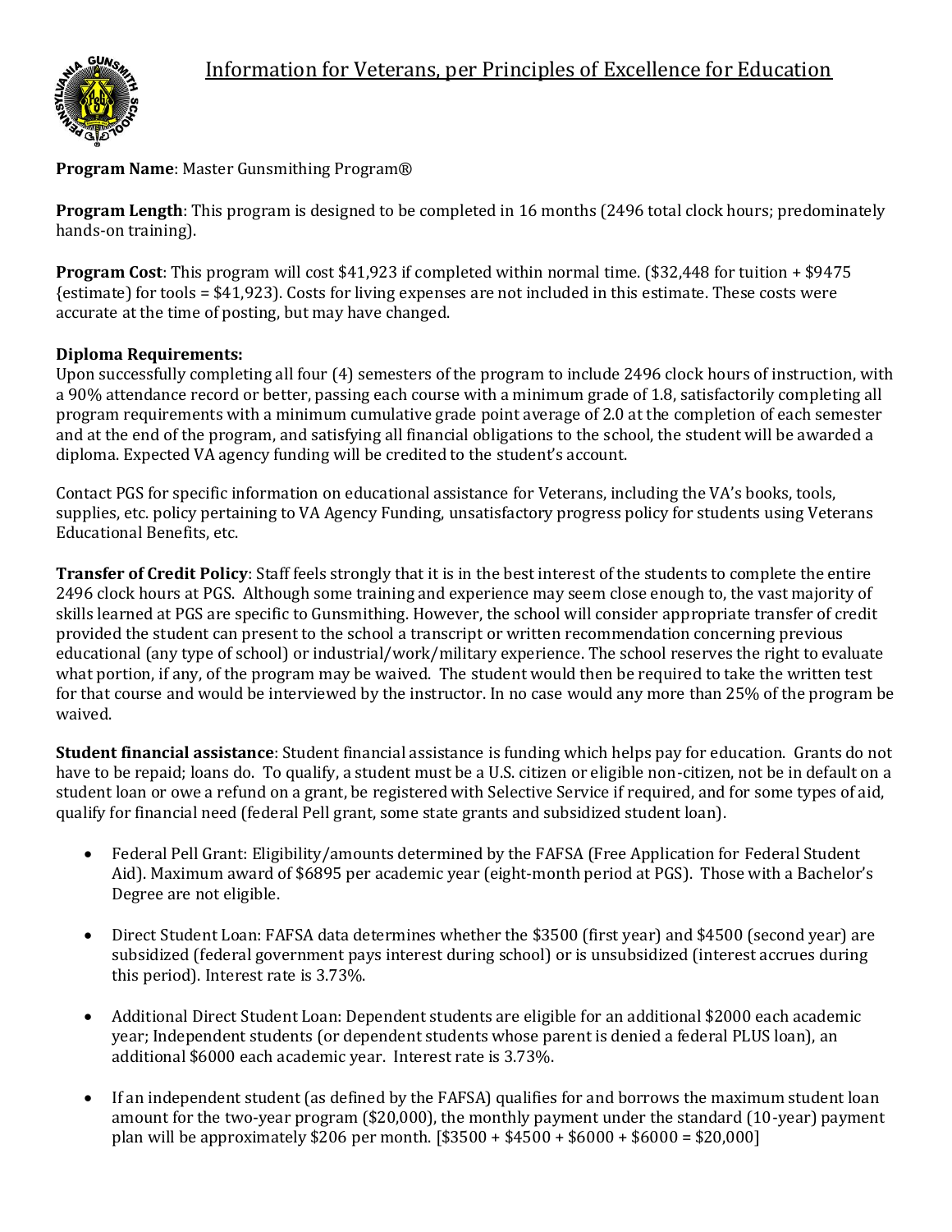# Information for Veterans, per Principles of Excellence for Education

**Program Name**: Master Gunsmithing Program®

**Program Length**: This program is designed to be completed in 16 months (2496 total clock hours; predominately hands-on training).

**Program Cost**: This program will cost $41,923 if completed within normal time. ($32,448 for tuition + $9475 {estimate} for tools = $41,923). Costs for living expenses are not included in this estimate. These costs were accurate at the time of posting, but may have changed.

**Diploma Requirements:**
Upon successfully completing all four (4) semesters of the program to include 2496 clock hours of instruction, with a 90% attendance record or better, passing each course with a minimum grade of 1.8, satisfactorily completing all program requirements with a minimum cumulative grade point average of 2.0 at the completion of each semester and at the end of the program, and satisfying all financial obligations to the school, the student will be awarded a diploma. Expected VA agency funding will be credited to the student's account.

Contact PGS for specific information on educational assistance for Veterans, including the VA's books, tools, supplies, etc. policy pertaining to VA Agency Funding, unsatisfactory progress policy for students using Veterans Educational Benefits, etc.

**Transfer of Credit Policy**: Staff feels strongly that it is in the best interest of the students to complete the entire 2496 clock hours at PGS. Although some training and experience may seem close enough to, the vast majority of skills learned at PGS are specific to Gunsmithing. However, the school will consider appropriate transfer of credit provided the student can present to the school a transcript or written recommendation concerning previous educational (any type of school) or industrial/work/military experience. The school reserves the right to evaluate what portion, if any, of the program may be waived. The student would then be required to take the written test for that course and would be interviewed by the instructor. In no case would any more than 25% of the program be waived.

**Student financial assistance**: Student financial assistance is funding which helps pay for education. Grants do not have to be repaid; loans do. To qualify, a student must be a U.S. citizen or eligible non-citizen, not be in default on a student loan or owe a refund on a grant, be registered with Selective Service if required, and for some types of aid, qualify for financial need (federal Pell grant, some state grants and subsidized student loan).

- Federal Pell Grant: Eligibility/amounts determined by the FAFSA (Free Application for Federal Student Aid). Maximum award of $6895 per academic year (eight-month period at PGS). Those with a Bachelor's Degree are not eligible.

- Direct Student Loan: FAFSA data determines whether the $3500 (first year) and $4500 (second year) are subsidized (federal government pays interest during school) or is unsubsidized (interest accrues during this period). Interest rate is 3.73%.

- Additional Direct Student Loan: Dependent students are eligible for an additional $2000 each academic year; Independent students (or dependent students whose parent is denied a federal PLUS loan), an additional $6000 each academic year. Interest rate is 3.73%.

- If an independent student (as defined by the FAFSA) qualifies for and borrows the maximum student loan amount for the two-year program ($20,000), the monthly payment under the standard (10-year) payment plan will be approximately $206 per month. [$3500 + $4500 + $6000 + $6000 = $20,000]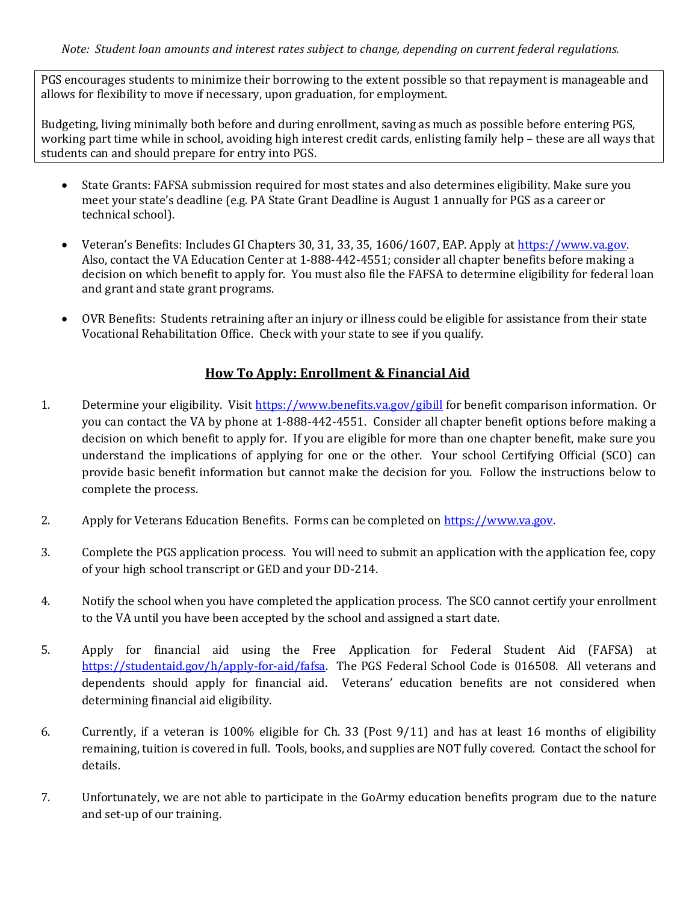*Note: Student loan amounts and interest rates subject to change, depending on current federal regulations.*

PGS encourages students to minimize their borrowing to the extent possible so that repayment is manageable and allows for flexibility to move if necessary, upon graduation, for employment.

Budgeting, living minimally both before and during enrollment, saving as much as possible before entering PGS, working part time while in school, avoiding high interest credit cards, enlisting family help – these are all ways that students can and should prepare for entry into PGS.

- State Grants: FAFSA submission required for most states and also determines eligibility. Make sure you meet your state's deadline (e.g. PA State Grant Deadline is August 1 annually for PGS as a career or technical school).
- Veteran's Benefits: Includes GI Chapters 30, 31, 33, 35, 1606/1607, EAP. Apply at https://www.va.gov. Also, contact the VA Education Center at 1-888-442-4551; consider all chapter benefits before making a decision on which benefit to apply for. You must also file the FAFSA to determine eligibility for federal loan and grant and state grant programs.
- OVR Benefits: Students retraining after an injury or illness could be eligible for assistance from their state Vocational Rehabilitation Office. Check with your state to see if you qualify.

## How To Apply: Enrollment & Financial Aid

1. Determine your eligibility. Visit https://www.benefits.va.gov/gibill for benefit comparison information. Or you can contact the VA by phone at 1-888-442-4551. Consider all chapter benefit options before making a decision on which benefit to apply for. If you are eligible for more than one chapter benefit, make sure you understand the implications of applying for one or the other. Your school Certifying Official (SCO) can provide basic benefit information but cannot make the decision for you. Follow the instructions below to complete the process.
2. Apply for Veterans Education Benefits. Forms can be completed on https://www.va.gov.
3. Complete the PGS application process. You will need to submit an application with the application fee, copy of your high school transcript or GED and your DD-214.
4. Notify the school when you have completed the application process. The SCO cannot certify your enrollment to the VA until you have been accepted by the school and assigned a start date.
5. Apply for financial aid using the Free Application for Federal Student Aid (FAFSA) at https://studentaid.gov/h/apply-for-aid/fafsa. The PGS Federal School Code is 016508. All veterans and dependents should apply for financial aid. Veterans' education benefits are not considered when determining financial aid eligibility.
6. Currently, if a veteran is 100% eligible for Ch. 33 (Post 9/11) and has at least 16 months of eligibility remaining, tuition is covered in full. Tools, books, and supplies are NOT fully covered. Contact the school for details.
7. Unfortunately, we are not able to participate in the GoArmy education benefits program due to the nature and set-up of our training.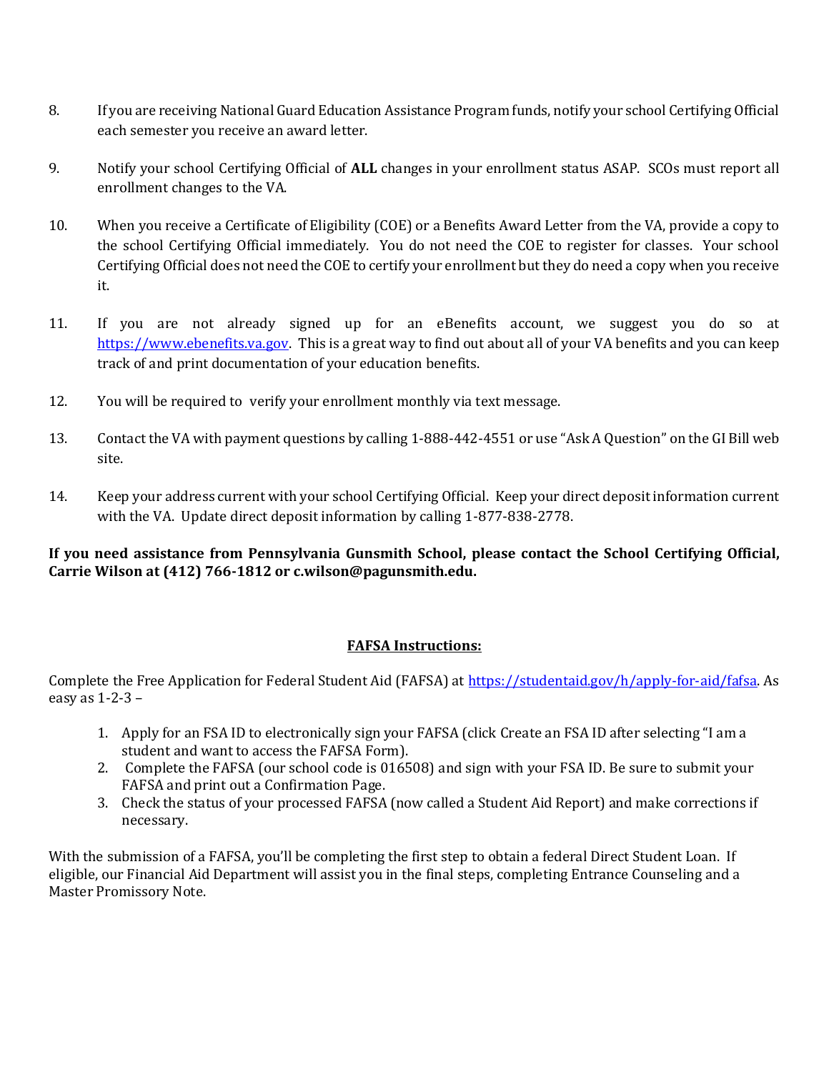8. If you are receiving National Guard Education Assistance Program funds, notify your school Certifying Official each semester you receive an award letter.

9. Notify your school Certifying Official of **ALL** changes in your enrollment status ASAP. SCOs must report all enrollment changes to the VA.

10. When you receive a Certificate of Eligibility (COE) or a Benefits Award Letter from the VA, provide a copy to the school Certifying Official immediately. You do not need the COE to register for classes. Your school Certifying Official does not need the COE to certify your enrollment but they do need a copy when you receive it.

11. If you are not already signed up for an eBenefits account, we suggest you do so at https://www.ebenefits.va.gov. This is a great way to find out about all of your VA benefits and you can keep track of and print documentation of your education benefits.

12. You will be required to verify your enrollment monthly via text message.

13. Contact the VA with payment questions by calling 1-888-442-4551 or use "Ask A Question" on the GI Bill web site.

14. Keep your address current with your school Certifying Official. Keep your direct deposit information current with the VA. Update direct deposit information by calling 1-877-838-2778.

**If you need assistance from Pennsylvania Gunsmith School, please contact the School Certifying Official, Carrie Wilson at (412) 766-1812 or c.wilson@pagunsmith.edu.**

## FAFSA Instructions:

Complete the Free Application for Federal Student Aid (FAFSA) at https://studentaid.gov/h/apply-for-aid/fafsa. As easy as 1-2-3 –

1. Apply for an FSA ID to electronically sign your FAFSA (click Create an FSA ID after selecting "I am a student and want to access the FAFSA Form).
2. Complete the FAFSA (our school code is 016508) and sign with your FSA ID. Be sure to submit your FAFSA and print out a Confirmation Page.
3. Check the status of your processed FAFSA (now called a Student Aid Report) and make corrections if necessary.

With the submission of a FAFSA, you'll be completing the first step to obtain a federal Direct Student Loan. If eligible, our Financial Aid Department will assist you in the final steps, completing Entrance Counseling and a Master Promissory Note.